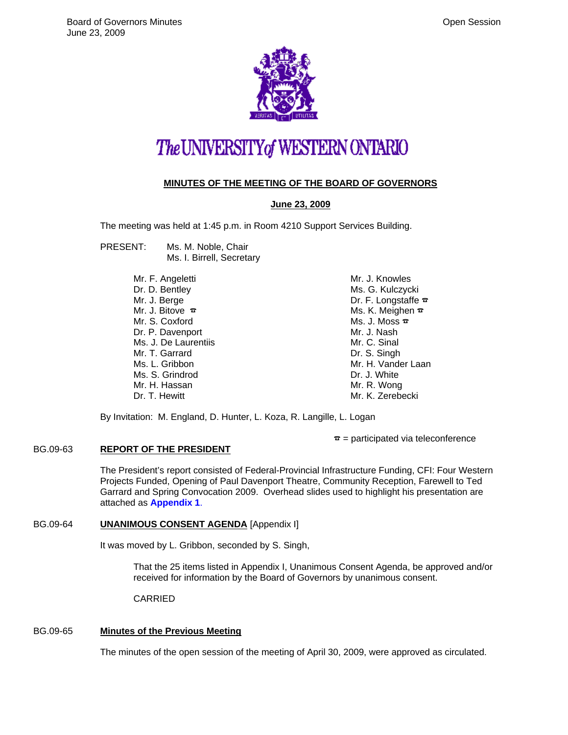# The UNIVERSITY of WESTERN ONTARIO

## MINUTES OF THE MEETING OF THE BOARD OF GOVERNORS

**June 23, 2009**

The meeting was held at 1:45 p.m. in Room 4210 Support Services Building.

PRESENT: Ms. M. Noble, Chair
Ms. I. Birrell, Secretary

Mr. F. Angeletti
Dr. D. Bentley
Mr. J. Berge
Mr. J. Bitove ☎
Mr. S. Coxford
Dr. P. Davenport
Ms. J. De Laurentiis
Mr. T. Garrard
Ms. L. Gribbon
Ms. S. Grindrod
Mr. H. Hassan
Dr. T. Hewitt
Mr. J. Knowles
Ms. G. Kulczycki
Dr. F. Longstaffe ☎
Ms. K. Meighen ☎
Ms. J. Moss ☎
Mr. J. Nash
Mr. C. Sinal
Dr. S. Singh
Mr. H. Vander Laan
Dr. J. White
Mr. R. Wong
Mr. K. Zerebecki

By Invitation: M. England, D. Hunter, L. Koza, R. Langille, L. Logan

☎ = participated via teleconference

**BG.09-63 REPORT OF THE PRESIDENT**

The President's report consisted of Federal-Provincial Infrastructure Funding, CFI: Four Western Projects Funded, Opening of Paul Davenport Theatre, Community Reception, Farewell to Ted Garrard and Spring Convocation 2009. Overhead slides used to highlight his presentation are attached as **Appendix 1**.

**BG.09-64 UNANIMOUS CONSENT AGENDA** [Appendix I]

It was moved by L. Gribbon, seconded by S. Singh,

> That the 25 items listed in Appendix I, Unanimous Consent Agenda, be approved and/or received for information by the Board of Governors by unanimous consent.
>
> CARRIED

**BG.09-65 Minutes of the Previous Meeting**

The minutes of the open session of the meeting of April 30, 2009, were approved as circulated.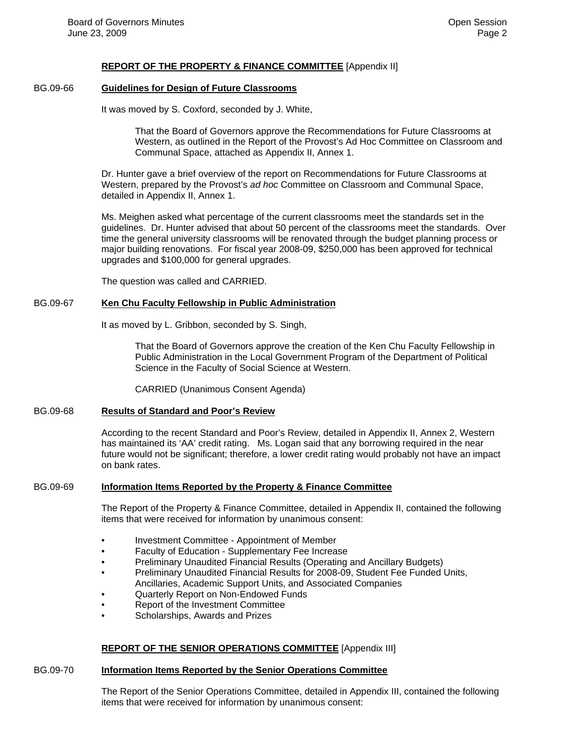**REPORT OF THE PROPERTY & FINANCE COMMITTEE** [Appendix II]

BG.09-66 **Guidelines for Design of Future Classrooms**

It was moved by S. Coxford, seconded by J. White,

> That the Board of Governors approve the Recommendations for Future Classrooms at Western, as outlined in the Report of the Provost's Ad Hoc Committee on Classroom and Communal Space, attached as Appendix II, Annex 1.

Dr. Hunter gave a brief overview of the report on Recommendations for Future Classrooms at Western, prepared by the Provost's *ad hoc* Committee on Classroom and Communal Space, detailed in Appendix II, Annex 1.

Ms. Meighen asked what percentage of the current classrooms meet the standards set in the guidelines. Dr. Hunter advised that about 50 percent of the classrooms meet the standards. Over time the general university classrooms will be renovated through the budget planning process or major building renovations. For fiscal year 2008-09, $250,000 has been approved for technical upgrades and $100,000 for general upgrades.

The question was called and CARRIED.

BG.09-67 **Ken Chu Faculty Fellowship in Public Administration**

It as moved by L. Gribbon, seconded by S. Singh,

> That the Board of Governors approve the creation of the Ken Chu Faculty Fellowship in Public Administration in the Local Government Program of the Department of Political Science in the Faculty of Social Science at Western.
>
> CARRIED (Unanimous Consent Agenda)

BG.09-68 **Results of Standard and Poor's Review**

According to the recent Standard and Poor's Review, detailed in Appendix II, Annex 2, Western has maintained its 'AA' credit rating. Ms. Logan said that any borrowing required in the near future would not be significant; therefore, a lower credit rating would probably not have an impact on bank rates.

BG.09-69 **Information Items Reported by the Property & Finance Committee**

The Report of the Property & Finance Committee, detailed in Appendix II, contained the following items that were received for information by unanimous consent:

- Investment Committee - Appointment of Member
- Faculty of Education - Supplementary Fee Increase
- Preliminary Unaudited Financial Results (Operating and Ancillary Budgets)
- Preliminary Unaudited Financial Results for 2008-09, Student Fee Funded Units, Ancillaries, Academic Support Units, and Associated Companies
- Quarterly Report on Non-Endowed Funds
- Report of the Investment Committee
- Scholarships, Awards and Prizes

**REPORT OF THE SENIOR OPERATIONS COMMITTEE** [Appendix III]

BG.09-70 **Information Items Reported by the Senior Operations Committee**

The Report of the Senior Operations Committee, detailed in Appendix III, contained the following items that were received for information by unanimous consent: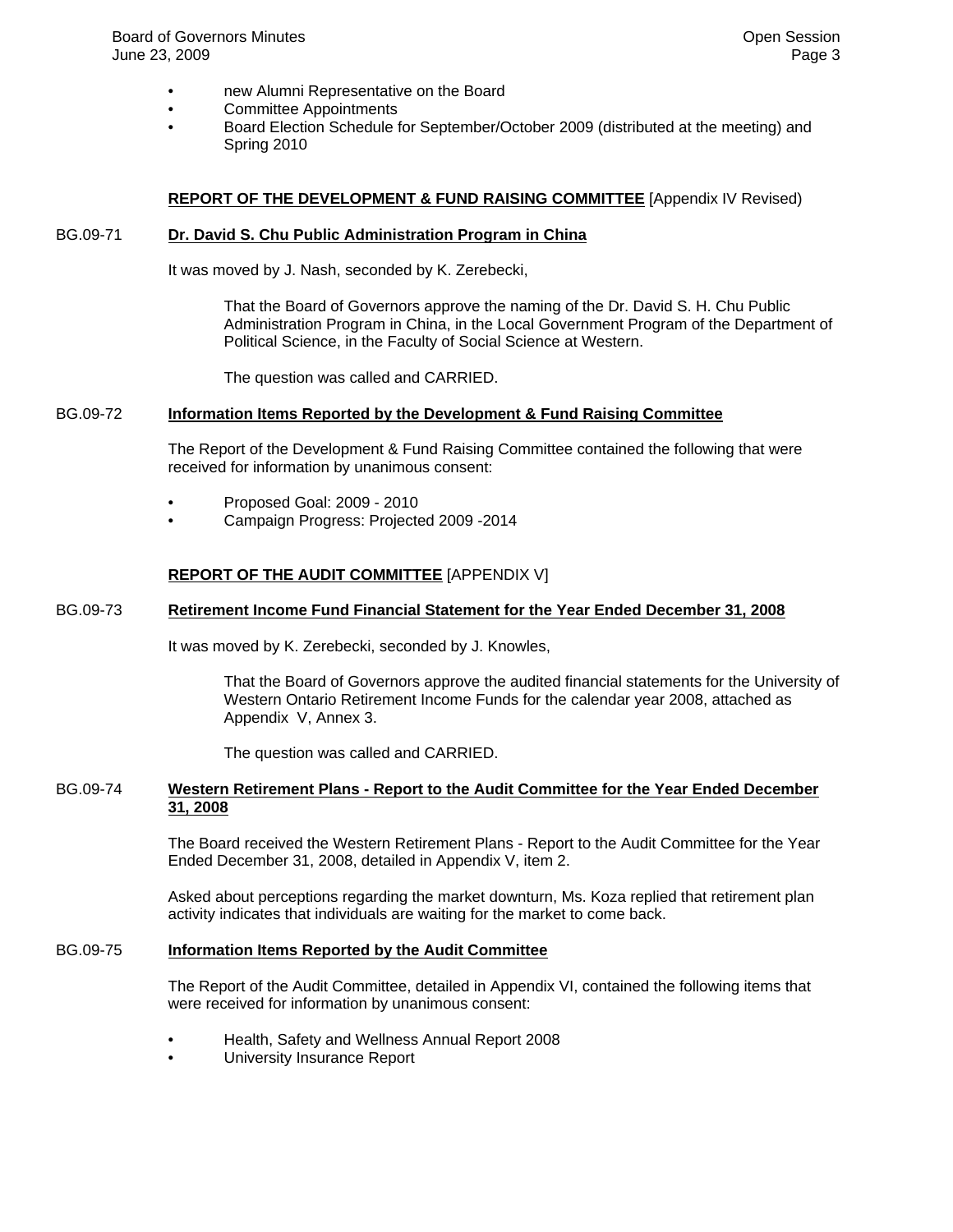- new Alumni Representative on the Board
- Committee Appointments
- Board Election Schedule for September/October 2009 (distributed at the meeting) and Spring 2010

**REPORT OF THE DEVELOPMENT & FUND RAISING COMMITTEE** [Appendix IV Revised)

BG.09-71 **Dr. David S. Chu Public Administration Program in China**

It was moved by J. Nash, seconded by K. Zerebecki,

> That the Board of Governors approve the naming of the Dr. David S. H. Chu Public Administration Program in China, in the Local Government Program of the Department of Political Science, in the Faculty of Social Science at Western.
>
> The question was called and CARRIED.

BG.09-72 **Information Items Reported by the Development & Fund Raising Committee**

The Report of the Development & Fund Raising Committee contained the following that were received for information by unanimous consent:

- Proposed Goal: 2009 - 2010
- Campaign Progress: Projected 2009 -2014

**REPORT OF THE AUDIT COMMITTEE** [APPENDIX V]

BG.09-73 **Retirement Income Fund Financial Statement for the Year Ended December 31, 2008**

It was moved by K. Zerebecki, seconded by J. Knowles,

> That the Board of Governors approve the audited financial statements for the University of Western Ontario Retirement Income Funds for the calendar year 2008, attached as Appendix V, Annex 3.
>
> The question was called and CARRIED.

BG.09-74 **Western Retirement Plans - Report to the Audit Committee for the Year Ended December 31, 2008**

The Board received the Western Retirement Plans - Report to the Audit Committee for the Year Ended December 31, 2008, detailed in Appendix V, item 2.

Asked about perceptions regarding the market downturn, Ms. Koza replied that retirement plan activity indicates that individuals are waiting for the market to come back.

BG.09-75 **Information Items Reported by the Audit Committee**

The Report of the Audit Committee, detailed in Appendix VI, contained the following items that were received for information by unanimous consent:

- Health, Safety and Wellness Annual Report 2008
- University Insurance Report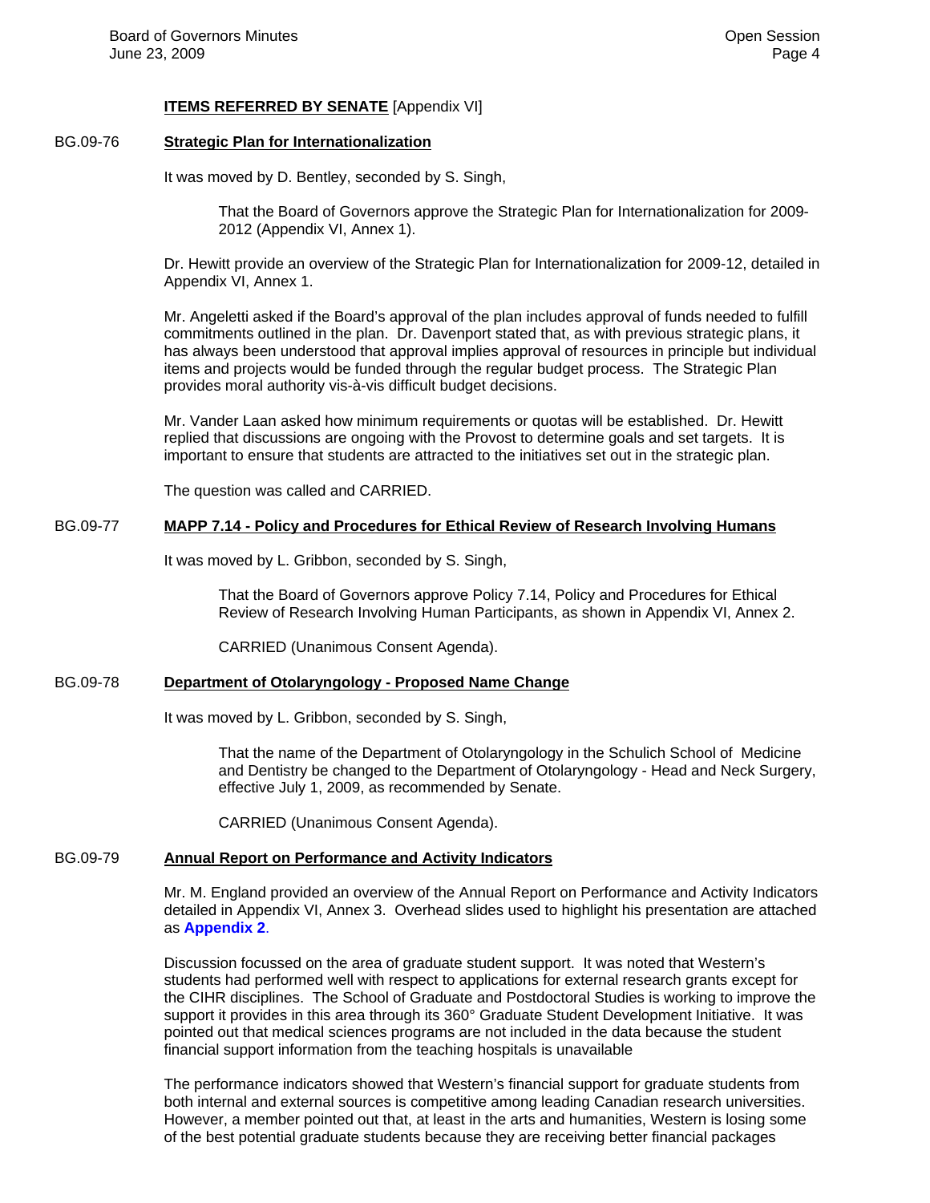**ITEMS REFERRED BY SENATE** [Appendix VI]

BG.09-76 **Strategic Plan for Internationalization**

It was moved by D. Bentley, seconded by S. Singh,

> That the Board of Governors approve the Strategic Plan for Internationalization for 2009-2012 (Appendix VI, Annex 1).

Dr. Hewitt provide an overview of the Strategic Plan for Internationalization for 2009-12, detailed in Appendix VI, Annex 1.

Mr. Angeletti asked if the Board's approval of the plan includes approval of funds needed to fulfill commitments outlined in the plan. Dr. Davenport stated that, as with previous strategic plans, it has always been understood that approval implies approval of resources in principle but individual items and projects would be funded through the regular budget process. The Strategic Plan provides moral authority vis-à-vis difficult budget decisions.

Mr. Vander Laan asked how minimum requirements or quotas will be established. Dr. Hewitt replied that discussions are ongoing with the Provost to determine goals and set targets. It is important to ensure that students are attracted to the initiatives set out in the strategic plan.

The question was called and CARRIED.

BG.09-77 **MAPP 7.14 - Policy and Procedures for Ethical Review of Research Involving Humans**

It was moved by L. Gribbon, seconded by S. Singh,

> That the Board of Governors approve Policy 7.14, Policy and Procedures for Ethical Review of Research Involving Human Participants, as shown in Appendix VI, Annex 2.
>
> CARRIED (Unanimous Consent Agenda).

BG.09-78 **Department of Otolaryngology - Proposed Name Change**

It was moved by L. Gribbon, seconded by S. Singh,

> That the name of the Department of Otolaryngology in the Schulich School of Medicine and Dentistry be changed to the Department of Otolaryngology - Head and Neck Surgery, effective July 1, 2009, as recommended by Senate.
>
> CARRIED (Unanimous Consent Agenda).

BG.09-79 **Annual Report on Performance and Activity Indicators**

Mr. M. England provided an overview of the Annual Report on Performance and Activity Indicators detailed in Appendix VI, Annex 3. Overhead slides used to highlight his presentation are attached as **Appendix 2**.

Discussion focussed on the area of graduate student support. It was noted that Western's students had performed well with respect to applications for external research grants except for the CIHR disciplines. The School of Graduate and Postdoctoral Studies is working to improve the support it provides in this area through its 360° Graduate Student Development Initiative. It was pointed out that medical sciences programs are not included in the data because the student financial support information from the teaching hospitals is unavailable

The performance indicators showed that Western's financial support for graduate students from both internal and external sources is competitive among leading Canadian research universities. However, a member pointed out that, at least in the arts and humanities, Western is losing some of the best potential graduate students because they are receiving better financial packages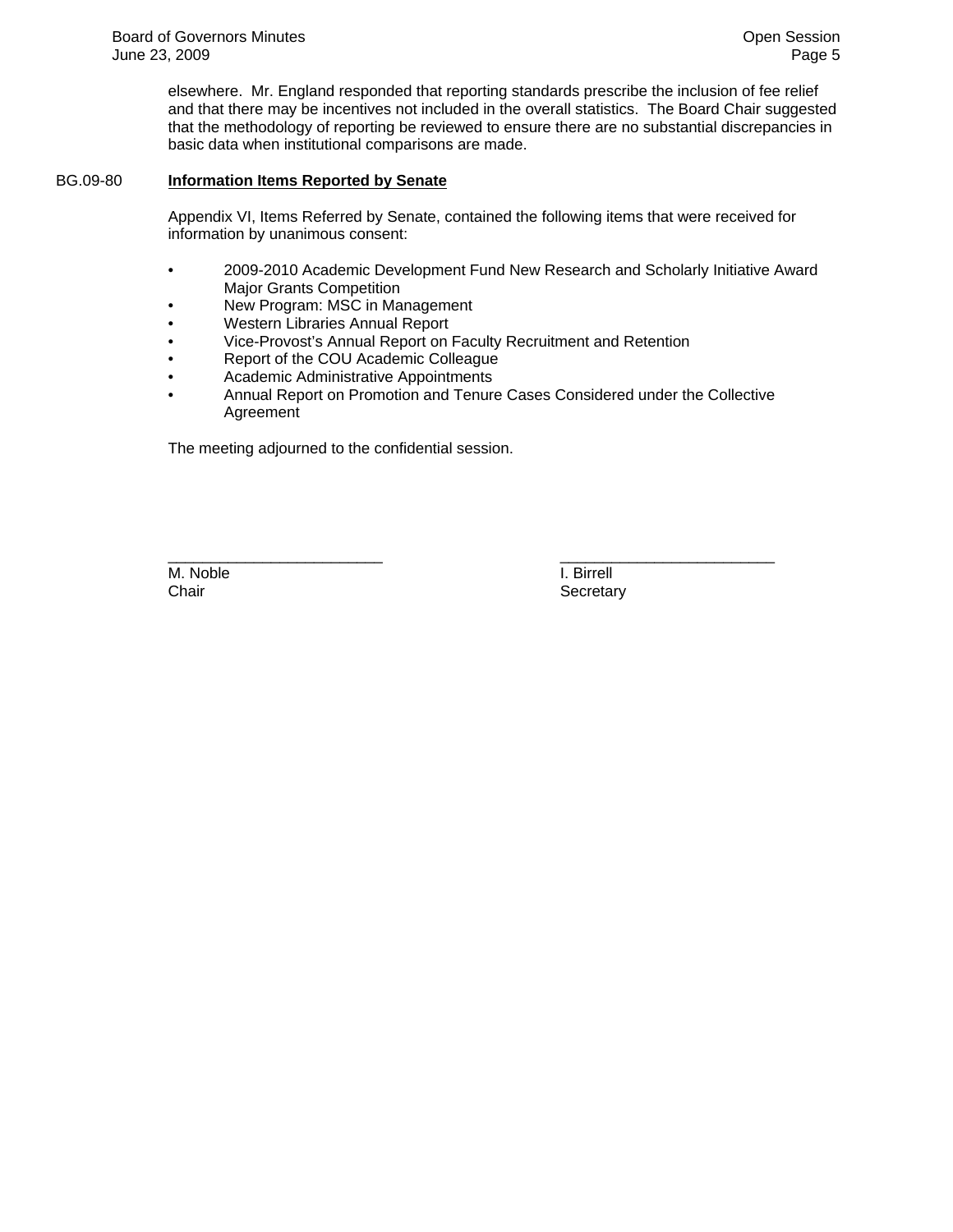elsewhere. Mr. England responded that reporting standards prescribe the inclusion of fee relief and that there may be incentives not included in the overall statistics. The Board Chair suggested that the methodology of reporting be reviewed to ensure there are no substantial discrepancies in basic data when institutional comparisons are made.

## BG.09-80 **Information Items Reported by Senate**

Appendix VI, Items Referred by Senate, contained the following items that were received for information by unanimous consent:

- 2009-2010 Academic Development Fund New Research and Scholarly Initiative Award Major Grants Competition
- New Program: MSC in Management
- Western Libraries Annual Report
- Vice-Provost's Annual Report on Faculty Recruitment and Retention
- Report of the COU Academic Colleague
- Academic Administrative Appointments
- Annual Report on Promotion and Tenure Cases Considered under the Collective Agreement

The meeting adjourned to the confidential session.

| _________________________ | _________________________ |
|---|---|
| M. Noble | I. Birrell |
| Chair | Secretary |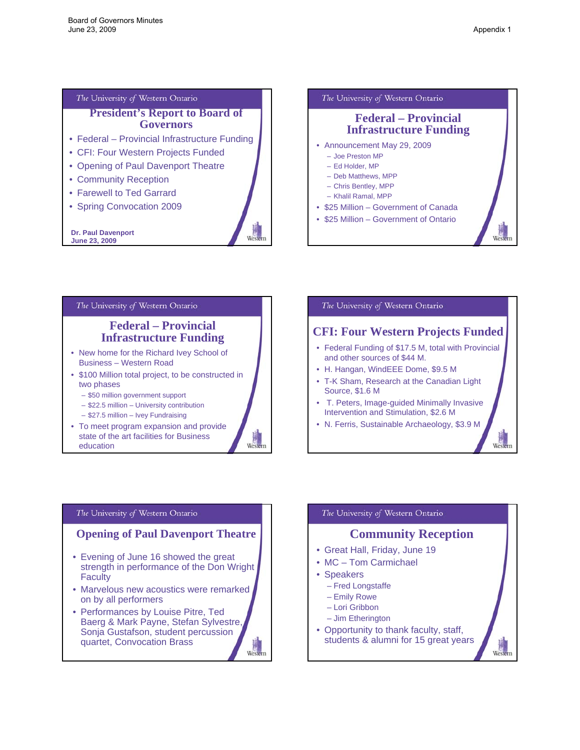## President's Report to Board of Governors

- Federal – Provincial Infrastructure Funding
- CFI: Four Western Projects Funded
- Opening of Paul Davenport Theatre
- Community Reception
- Farewell to Ted Garrard
- Spring Convocation 2009

**Dr. Paul Davenport**
**June 23, 2009**

## Federal – Provincial Infrastructure Funding

- Announcement May 29, 2009
  - Joe Preston MP
  - Ed Holder, MP
  - Deb Matthews, MPP
  - Chris Bentley, MPP
  - Khalil Ramal, MPP
- $25 Million – Government of Canada
- $25 Million – Government of Ontario

## Federal – Provincial Infrastructure Funding

- New home for the Richard Ivey School of Business – Western Road
- $100 Million total project, to be constructed in two phases
  - $50 million government support
  - $22.5 million – University contribution
  - $27.5 million – Ivey Fundraising
- To meet program expansion and provide state of the art facilities for Business education

## CFI: Four Western Projects Funded

- Federal Funding of $17.5 M, total with Provincial and other sources of $44 M.
- H. Hangan, WindEEE Dome, $9.5 M
- T-K Sham, Research at the Canadian Light Source, $1.6 M
- T. Peters, Image-guided Minimally Invasive Intervention and Stimulation, $2.6 M
- N. Ferris, Sustainable Archaeology, $3.9 M

## Opening of Paul Davenport Theatre

- Evening of June 16 showed the great strength in performance of the Don Wright Faculty
- Marvelous new acoustics were remarked on by all performers
- Performances by Louise Pitre, Ted Baerg & Mark Payne, Stefan Sylvestre, Sonja Gustafson, student percussion quartet, Convocation Brass

## Community Reception

- Great Hall, Friday, June 19
- MC – Tom Carmichael
- Speakers
  - Fred Longstaffe
  - Emily Rowe
  - Lori Gribbon
  - Jim Etherington
- Opportunity to thank faculty, staff, students & alumni for 15 great years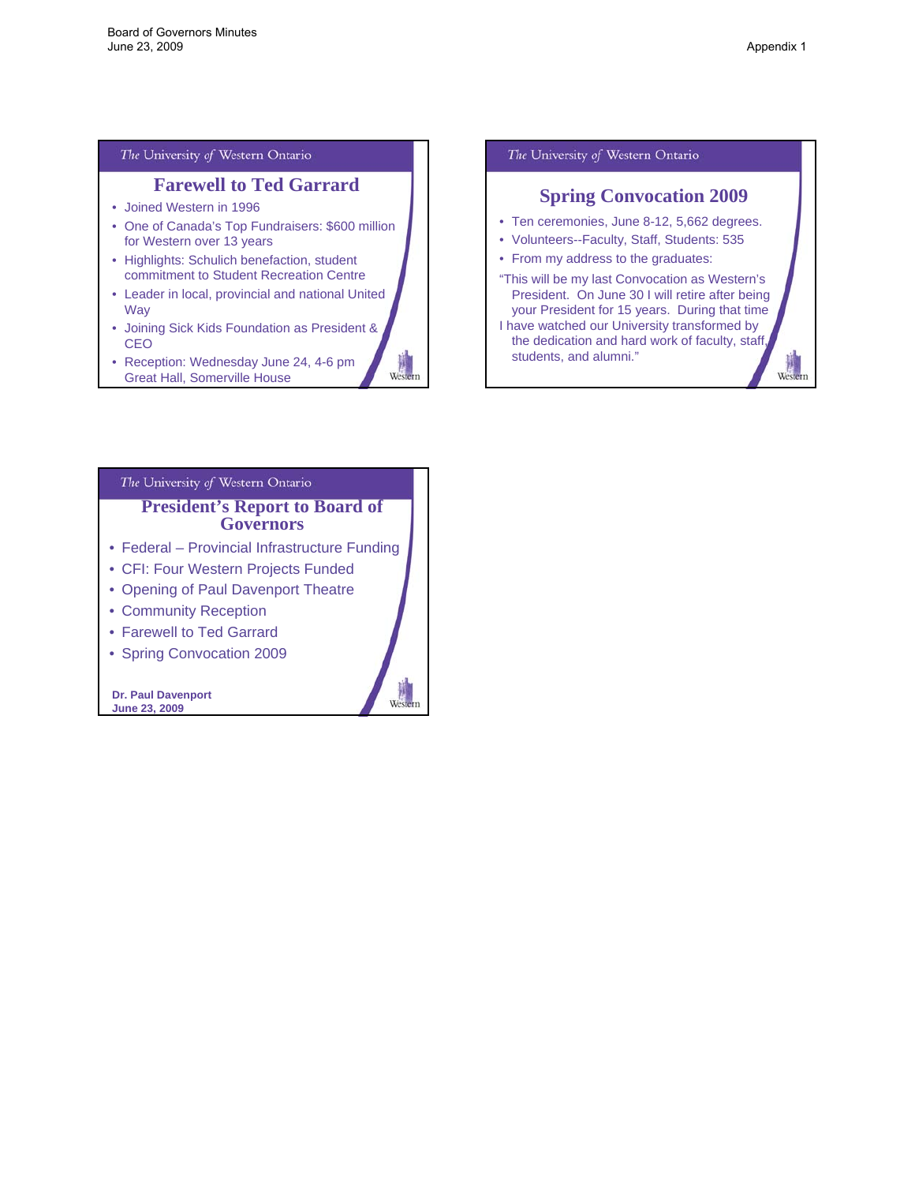## Farewell to Ted Garrard

- Joined Western in 1996
- One of Canada's Top Fundraisers: $600 million for Western over 13 years
- Highlights: Schulich benefaction, student commitment to Student Recreation Centre
- Leader in local, provincial and national United Way
- Joining Sick Kids Foundation as President & CEO
- Reception: Wednesday June 24, 4-6 pm Great Hall, Somerville House

## Spring Convocation 2009

- Ten ceremonies, June 8-12, 5,662 degrees.
- Volunteers--Faculty, Staff, Students: 535
- From my address to the graduates:

"This will be my last Convocation as Western's President. On June 30 I will retire after being your President for 15 years. During that time I have watched our University transformed by the dedication and hard work of faculty, staff, students, and alumni."

## President's Report to Board of Governors

- Federal – Provincial Infrastructure Funding
- CFI: Four Western Projects Funded
- Opening of Paul Davenport Theatre
- Community Reception
- Farewell to Ted Garrard
- Spring Convocation 2009

**Dr. Paul Davenport**
**June 23, 2009**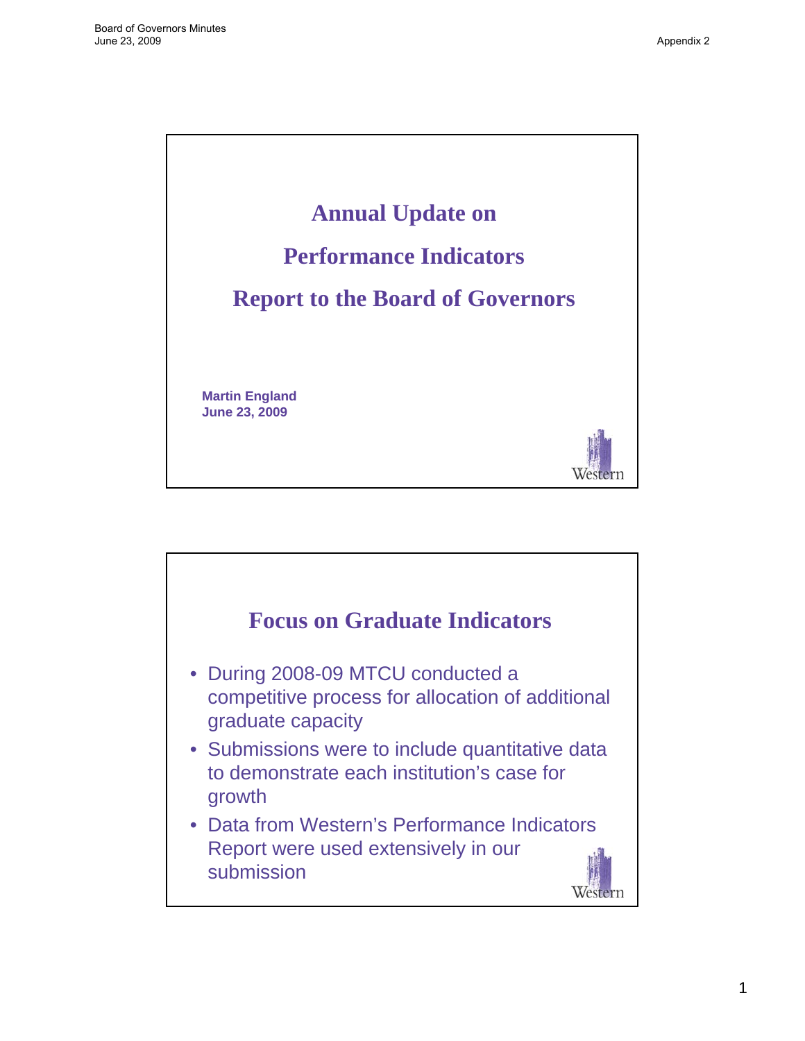# Annual Update on Performance Indicators Report to the Board of Governors

**Martin England**
**June 23, 2009**

Western

## Focus on Graduate Indicators

- During 2008-09 MTCU conducted a competitive process for allocation of additional graduate capacity
- Submissions were to include quantitative data to demonstrate each institution's case for growth
- Data from Western's Performance Indicators Report were used extensively in our submission

Western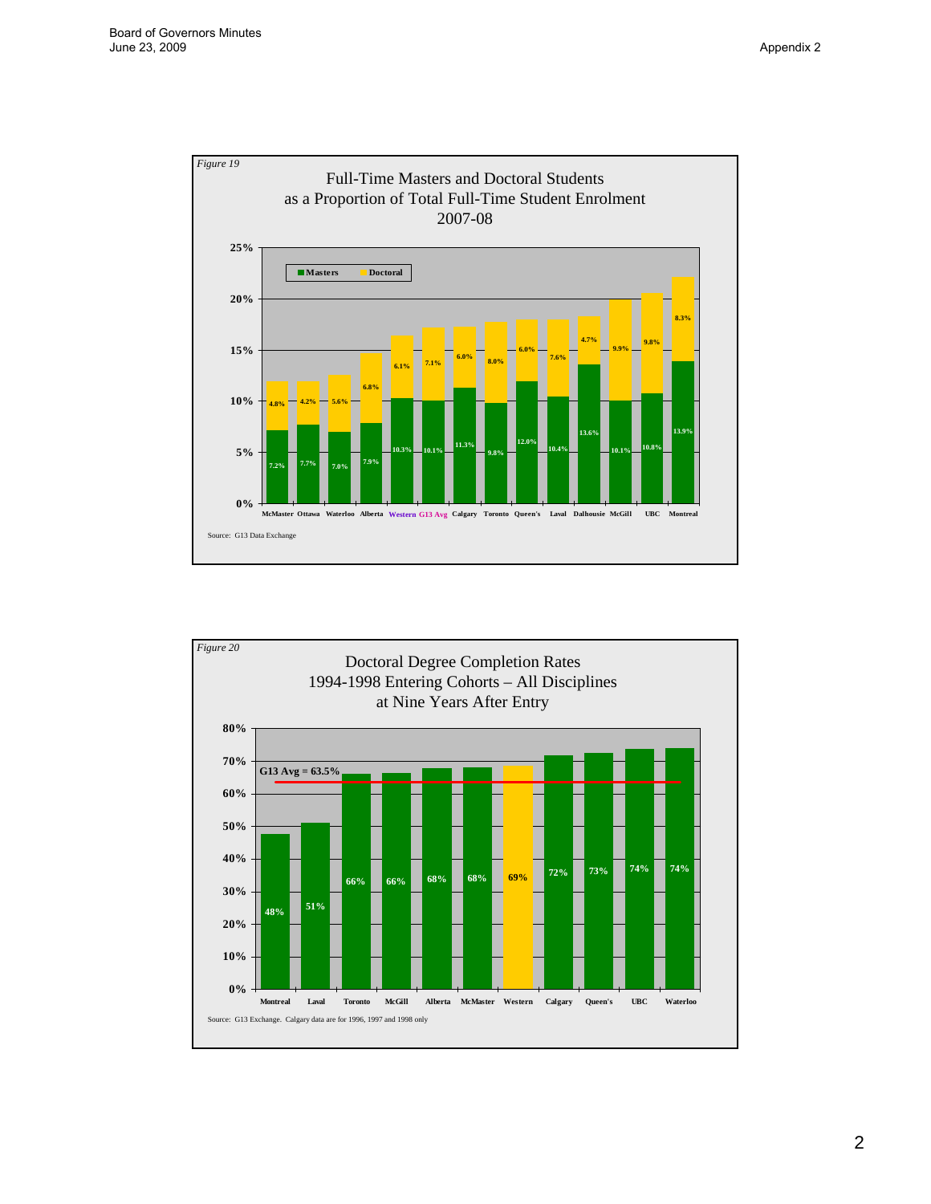*Figure 19*

**Full-Time Masters and Doctoral Students as a Proportion of Total Full-Time Student Enrolment 2007-08**

| Institution | Masters | Doctoral |
|---|---|---|
| McMaster | 7.2% | 4.8% |
| Ottawa | 7.7% | 4.2% |
| Waterloo | 7.0% | 5.6% |
| Alberta | 7.9% | 6.8% |
| Western | 10.3% | 6.1% |
| G13 Avg | 10.1% | 7.1% |
| Calgary | 11.3% | 6.0% |
| Toronto | 9.8% | 8.0% |
| Queen's | 12.0% | 6.0% |
| Laval | 10.4% | 7.6% |
| Dalhousie | 13.6% | 4.7% |
| McGill | 10.1% | 9.9% |
| UBC | 10.8% | 9.8% |
| Montreal | 13.9% | 8.3% |

Source: G13 Data Exchange

*Figure 20*

**Doctoral Degree Completion Rates 1994-1998 Entering Cohorts – All Disciplines at Nine Years After Entry**

G13 Avg = 63.5%

| Institution | Completion Rate |
|---|---|
| Montreal | 48% |
| Laval | 51% |
| Toronto | 66% |
| McGill | 66% |
| Alberta | 68% |
| McMaster | 68% |
| Western | 69% |
| Calgary | 72% |
| Queen's | 73% |
| UBC | 74% |
| Waterloo | 74% |

Source: G13 Exchange. Calgary data are for 1996, 1997 and 1998 only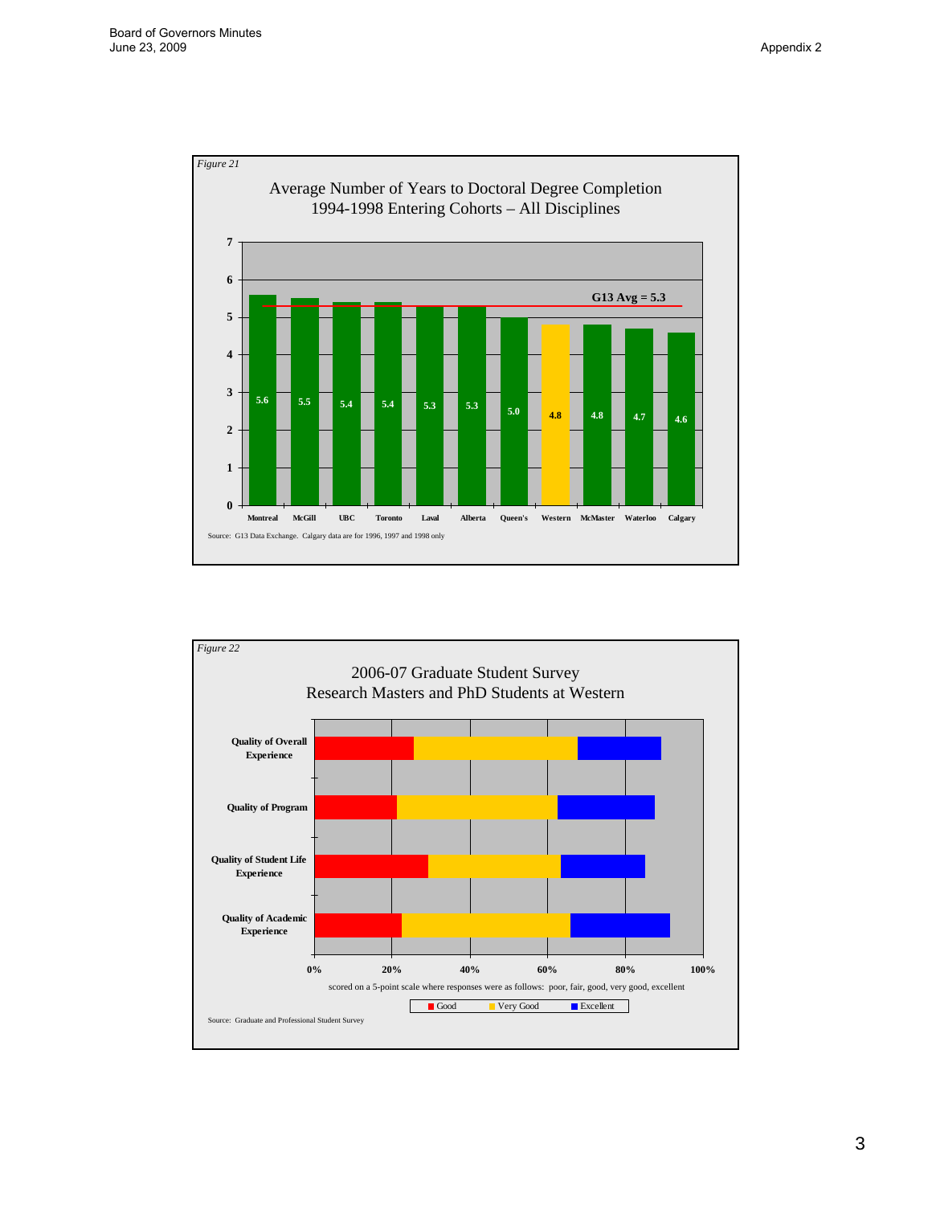*Figure 21*

**Average Number of Years to Doctoral Degree Completion**
**1994-1998 Entering Cohorts – All Disciplines**

| Institution | Years |
|---|---|
| Montreal | 5.6 |
| McGill | 5.5 |
| UBC | 5.4 |
| Toronto | 5.4 |
| Laval | 5.3 |
| Alberta | 5.3 |
| Queen's | 5.0 |
| Western | 4.8 |
| McMaster | 4.8 |
| Waterloo | 4.7 |
| Calgary | 4.6 |

G13 Avg = 5.3

Source: G13 Data Exchange. Calgary data are for 1996, 1997 and 1998 only

*Figure 22*

**2006-07 Graduate Student Survey**
**Research Masters and PhD Students at Western**

Categories: Quality of Overall Experience; Quality of Program; Quality of Student Life Experience; Quality of Academic Experience

Legend: Good, Very Good, Excellent

scored on a 5-point scale where responses were as follows: poor, fair, good, very good, excellent

Source: Graduate and Professional Student Survey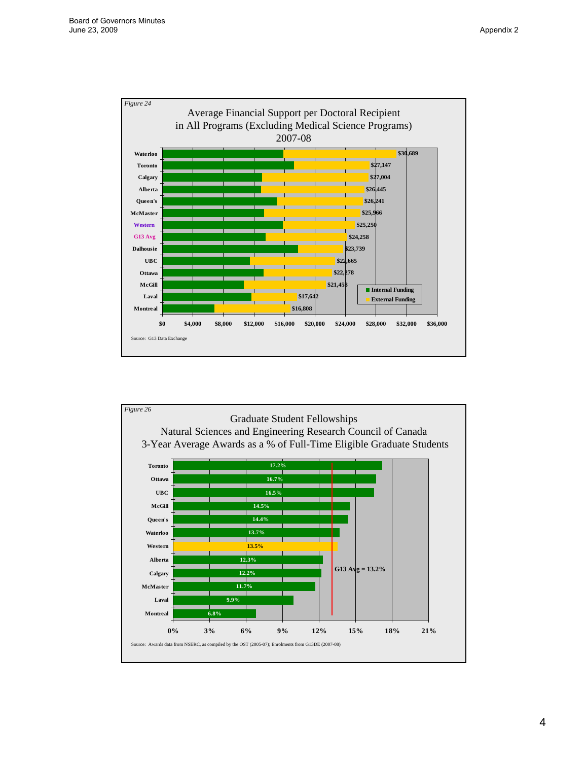*Figure 24*

## Average Financial Support per Doctoral Recipient in All Programs (Excluding Medical Science Programs) 2007-08

| Institution | Total Funding |
| --- | --- |
| Waterloo | $30,689 |
| Toronto | $27,147 |
| Calgary | $27,004 |
| Alberta | $26,445 |
| Queen's | $26,241 |
| McMaster | $25,966 |
| Western | $25,250 |
| G13 Avg | $24,258 |
| Dalhousie | $23,739 |
| UBC | $22,665 |
| Ottawa | $22,278 |
| McGill | $21,458 |
| Laval | $17,642 |
| Montreal | $16,808 |

Legend: Internal Funding; External Funding

Source: G13 Data Exchange

*Figure 26*

## Graduate Student Fellowships Natural Sciences and Engineering Research Council of Canada 3-Year Average Awards as a % of Full-Time Eligible Graduate Students

| Institution | % |
| --- | --- |
| Toronto | 17.2% |
| Ottawa | 16.7% |
| UBC | 16.5% |
| McGill | 14.5% |
| Queen's | 14.4% |
| Waterloo | 13.7% |
| Western | 13.5% |
| Alberta | 12.3% |
| Calgary | 12.2% |
| McMaster | 11.7% |
| Laval | 9.9% |
| Montreal | 6.8% |

G13 Avg = 13.2%

Source: Awards data from NSERC, as compiled by the OST (2005-07); Enrolments from G13DE (2007-08)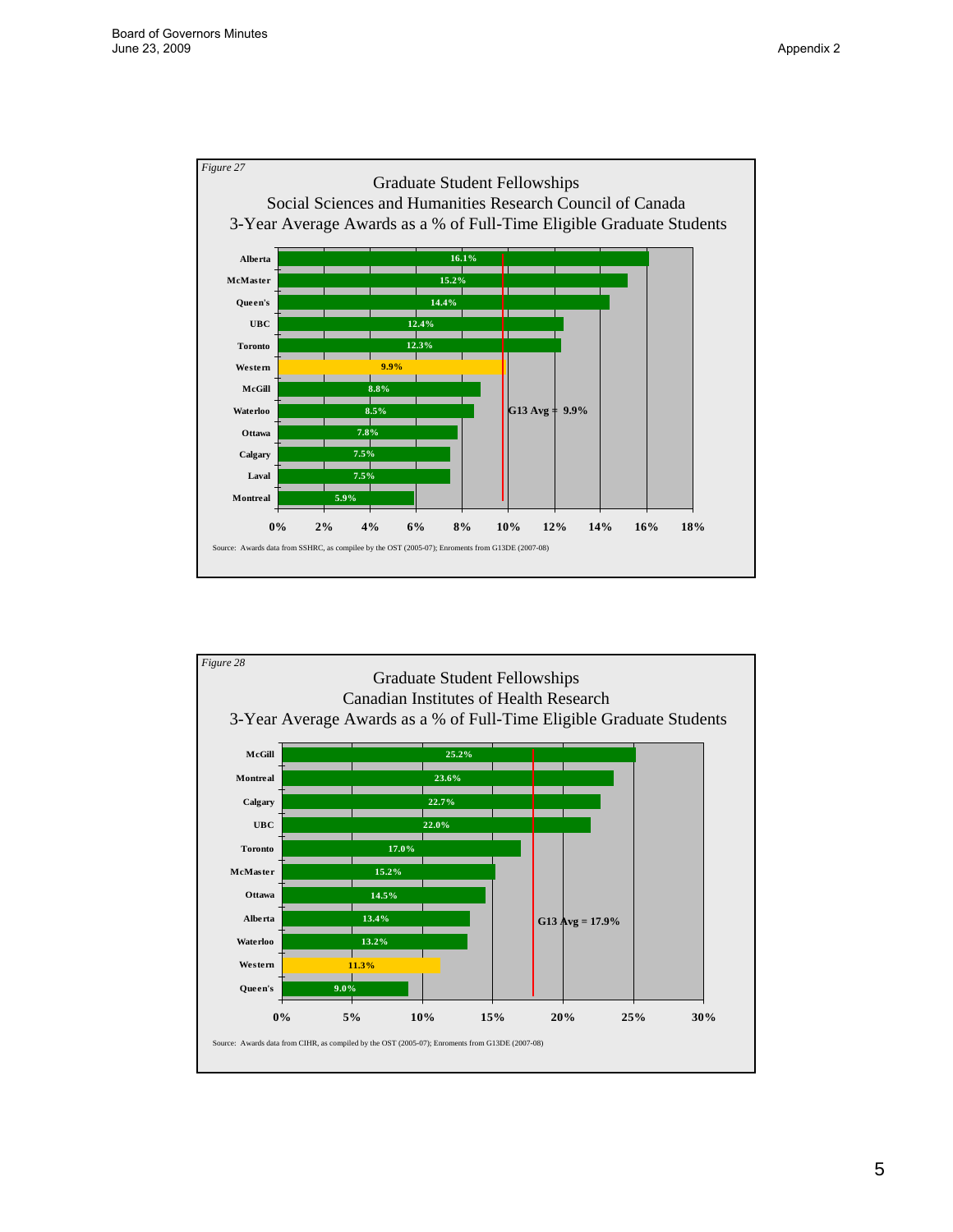*Figure 27*

Graduate Student Fellowships
Social Sciences and Humanities Research Council of Canada
3-Year Average Awards as a % of Full-Time Eligible Graduate Students

| University | % |
| --- | --- |
| Alberta | 16.1% |
| McMaster | 15.2% |
| Queen's | 14.4% |
| UBC | 12.4% |
| Toronto | 12.3% |
| Western | 9.9% |
| McGill | 8.8% |
| Waterloo | 8.5% |
| Ottawa | 7.8% |
| Calgary | 7.5% |
| Laval | 7.5% |
| Montreal | 5.9% |

G13 Avg = 9.9%

Source: Awards data from SSHRC, as compilee by the OST (2005-07); Enroments from G13DE (2007-08)

*Figure 28*

Graduate Student Fellowships
Canadian Institutes of Health Research
3-Year Average Awards as a % of Full-Time Eligible Graduate Students

| University | % |
| --- | --- |
| McGill | 25.2% |
| Montreal | 23.6% |
| Calgary | 22.7% |
| UBC | 22.0% |
| Toronto | 17.0% |
| McMaster | 15.2% |
| Ottawa | 14.5% |
| Alberta | 13.4% |
| Waterloo | 13.2% |
| Western | 11.3% |
| Queen's | 9.0% |

G13 Avg = 17.9%

Source: Awards data from CIHR, as compiled by the OST (2005-07); Enroments from G13DE (2007-08)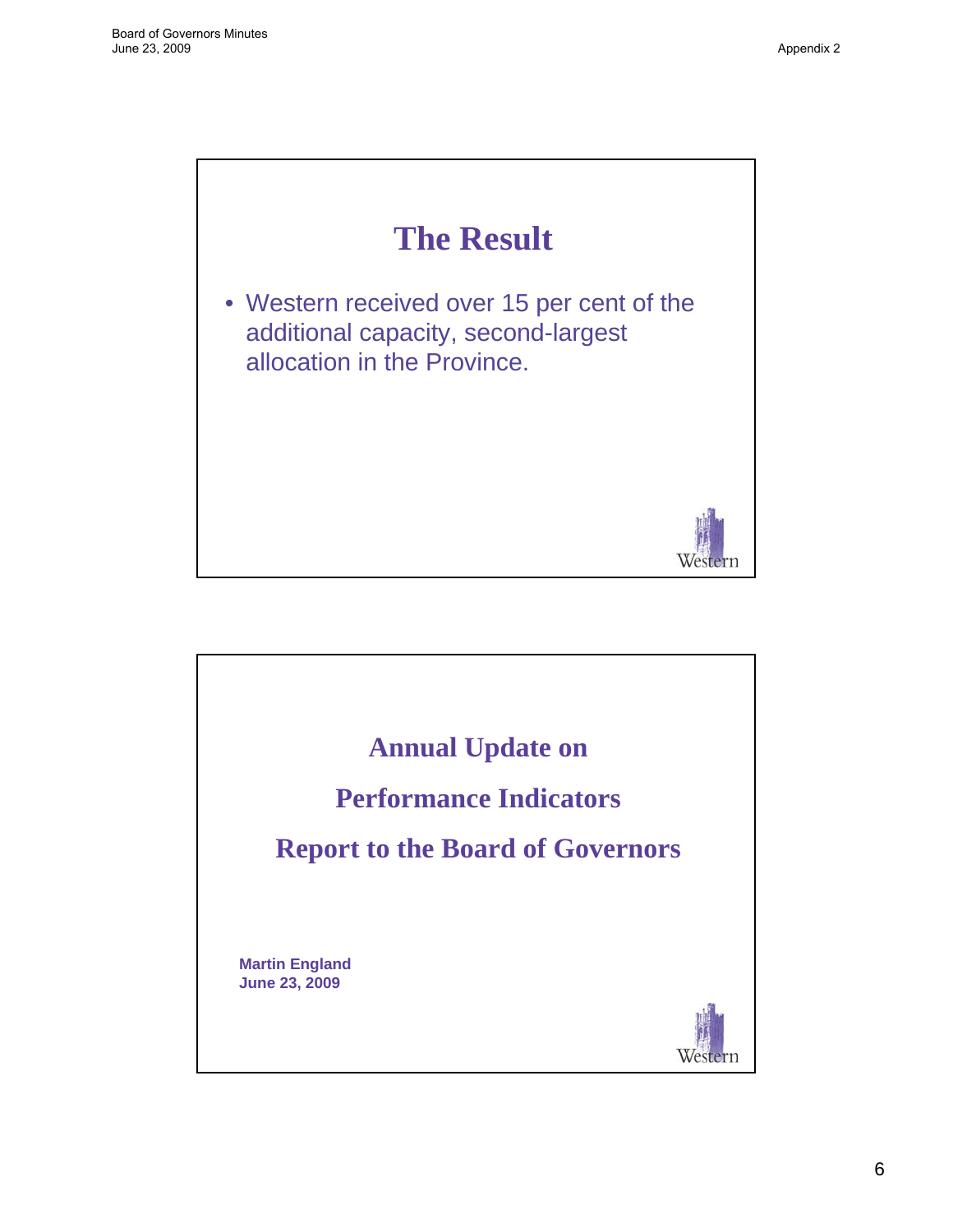## The Result

- Western received over 15 per cent of the additional capacity, second-largest allocation in the Province.

## Annual Update on

## Performance Indicators

## Report to the Board of Governors

**Martin England**
**June 23, 2009**